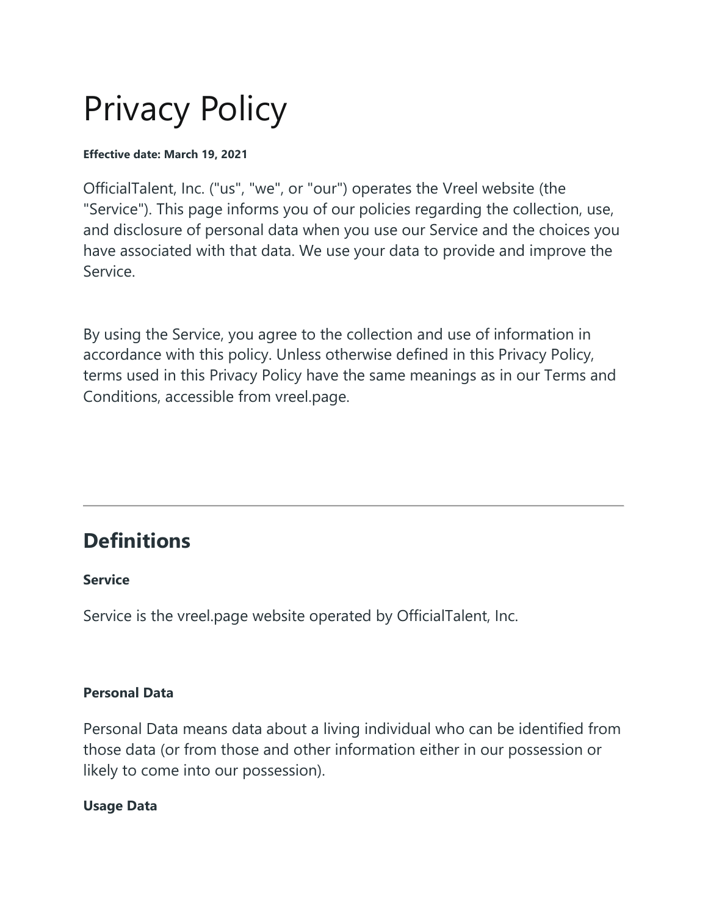# Privacy Policy

**Effective date: March 19, 2021**

OfficialTalent, Inc. ("us", "we", or "our") operates the Vreel website (the "Service"). This page informs you of our policies regarding the collection, use, and disclosure of personal data when you use our Service and the choices you have associated with that data. We use your data to provide and improve the Service.

By using the Service, you agree to the collection and use of information in accordance with this policy. Unless otherwise defined in this Privacy Policy, terms used in this Privacy Policy have the same meanings as in our Terms and Conditions, accessible from vreel.page.

---

## Definitions

**Service**

Service is the vreel.page website operated by OfficialTalent, Inc.

**Personal Data**

Personal Data means data about a living individual who can be identified from those data (or from those and other information either in our possession or likely to come into our possession).

**Usage Data**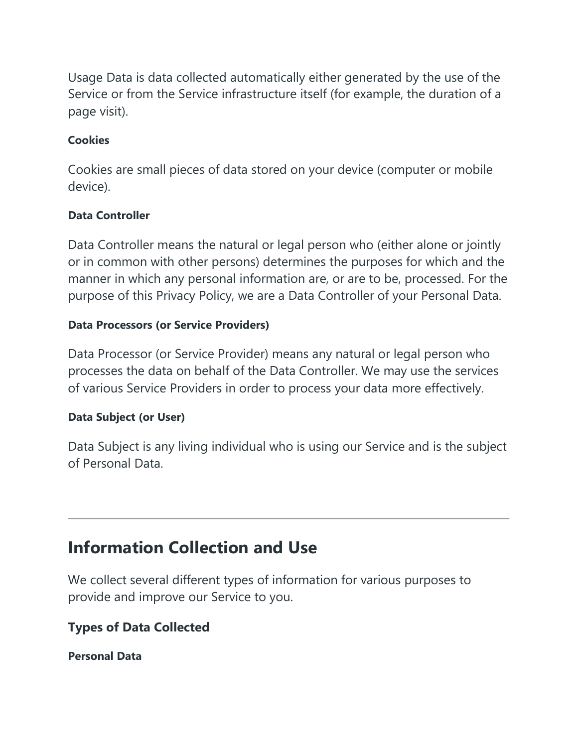Usage Data is data collected automatically either generated by the use of the Service or from the Service infrastructure itself (for example, the duration of a page visit).

#### Cookies

Cookies are small pieces of data stored on your device (computer or mobile device).

#### Data Controller

Data Controller means the natural or legal person who (either alone or jointly or in common with other persons) determines the purposes for which and the manner in which any personal information are, or are to be, processed. For the purpose of this Privacy Policy, we are a Data Controller of your Personal Data.

#### Data Processors (or Service Providers)

Data Processor (or Service Provider) means any natural or legal person who processes the data on behalf of the Data Controller. We may use the services of various Service Providers in order to process your data more effectively.

#### Data Subject (or User)

Data Subject is any living individual who is using our Service and is the subject of Personal Data.

---

## Information Collection and Use

We collect several different types of information for various purposes to provide and improve our Service to you.

### Types of Data Collected

#### Personal Data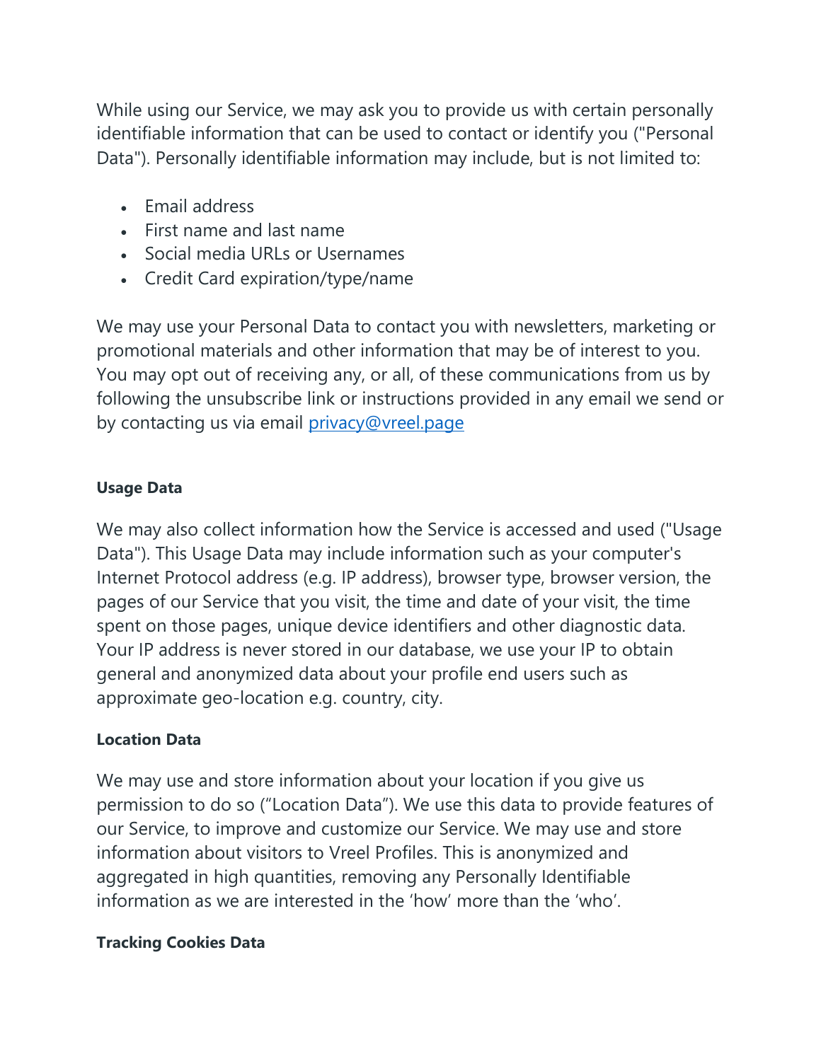While using our Service, we may ask you to provide us with certain personally identifiable information that can be used to contact or identify you ("Personal Data"). Personally identifiable information may include, but is not limited to:

- Email address
- First name and last name
- Social media URLs or Usernames
- Credit Card expiration/type/name

We may use your Personal Data to contact you with newsletters, marketing or promotional materials and other information that may be of interest to you. You may opt out of receiving any, or all, of these communications from us by following the unsubscribe link or instructions provided in any email we send or by contacting us via email [privacy@vreel.page](mailto:privacy@vreel.page)

**Usage Data**

We may also collect information how the Service is accessed and used ("Usage Data"). This Usage Data may include information such as your computer's Internet Protocol address (e.g. IP address), browser type, browser version, the pages of our Service that you visit, the time and date of your visit, the time spent on those pages, unique device identifiers and other diagnostic data. Your IP address is never stored in our database, we use your IP to obtain general and anonymized data about your profile end users such as approximate geo-location e.g. country, city.

**Location Data**

We may use and store information about your location if you give us permission to do so ("Location Data"). We use this data to provide features of our Service, to improve and customize our Service. We may use and store information about visitors to Vreel Profiles. This is anonymized and aggregated in high quantities, removing any Personally Identifiable information as we are interested in the 'how' more than the 'who'.

**Tracking Cookies Data**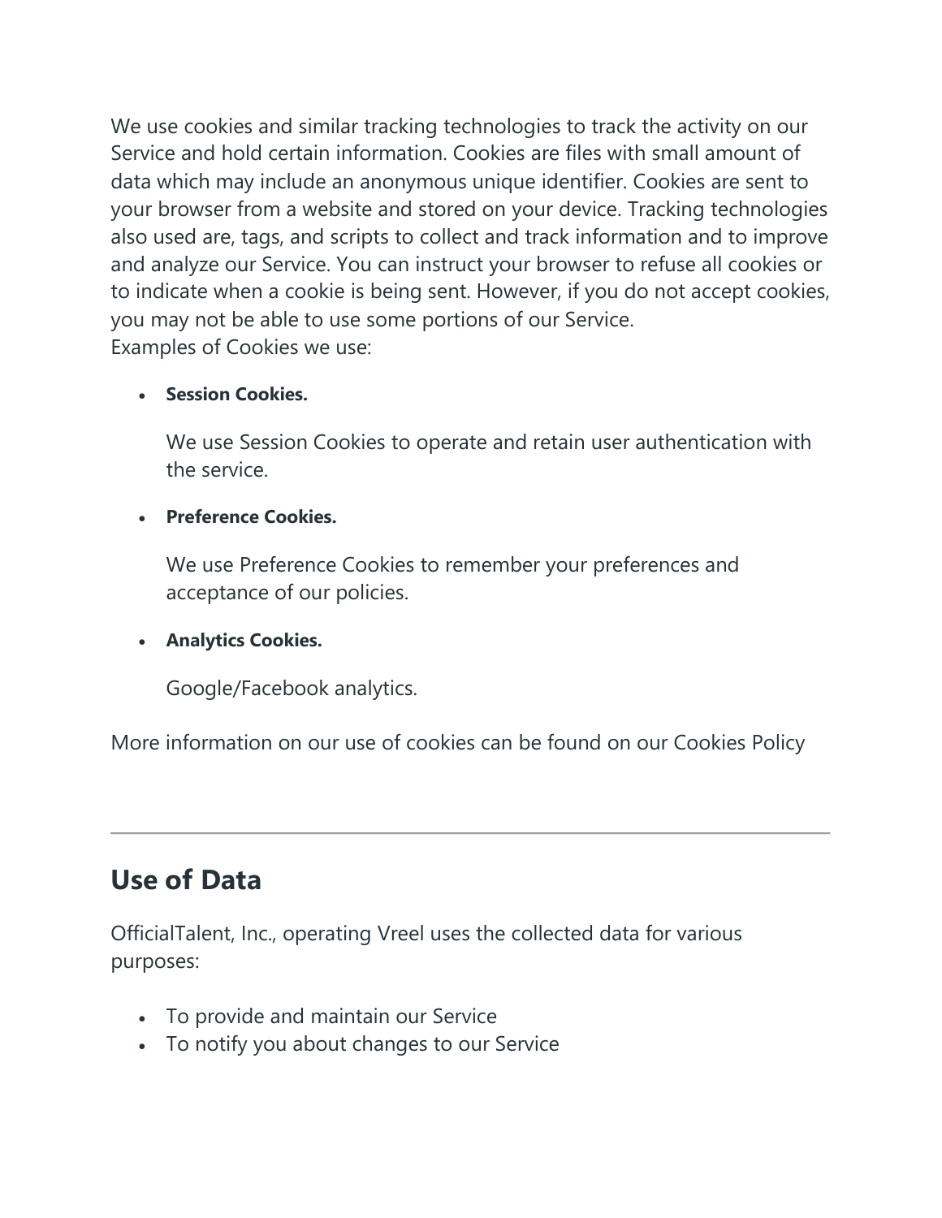We use cookies and similar tracking technologies to track the activity on our Service and hold certain information. Cookies are files with small amount of data which may include an anonymous unique identifier. Cookies are sent to your browser from a website and stored on your device. Tracking technologies also used are, tags, and scripts to collect and track information and to improve and analyze our Service. You can instruct your browser to refuse all cookies or to indicate when a cookie is being sent. However, if you do not accept cookies, you may not be able to use some portions of our Service.
Examples of Cookies we use:

- **Session Cookies.**

  We use Session Cookies to operate and retain user authentication with the service.

- **Preference Cookies.**

  We use Preference Cookies to remember your preferences and acceptance of our policies.

- **Analytics Cookies.**

  Google/Facebook analytics.

More information on our use of cookies can be found on our Cookies Policy

---

## Use of Data

OfficialTalent, Inc., operating Vreel uses the collected data for various purposes:

- To provide and maintain our Service
- To notify you about changes to our Service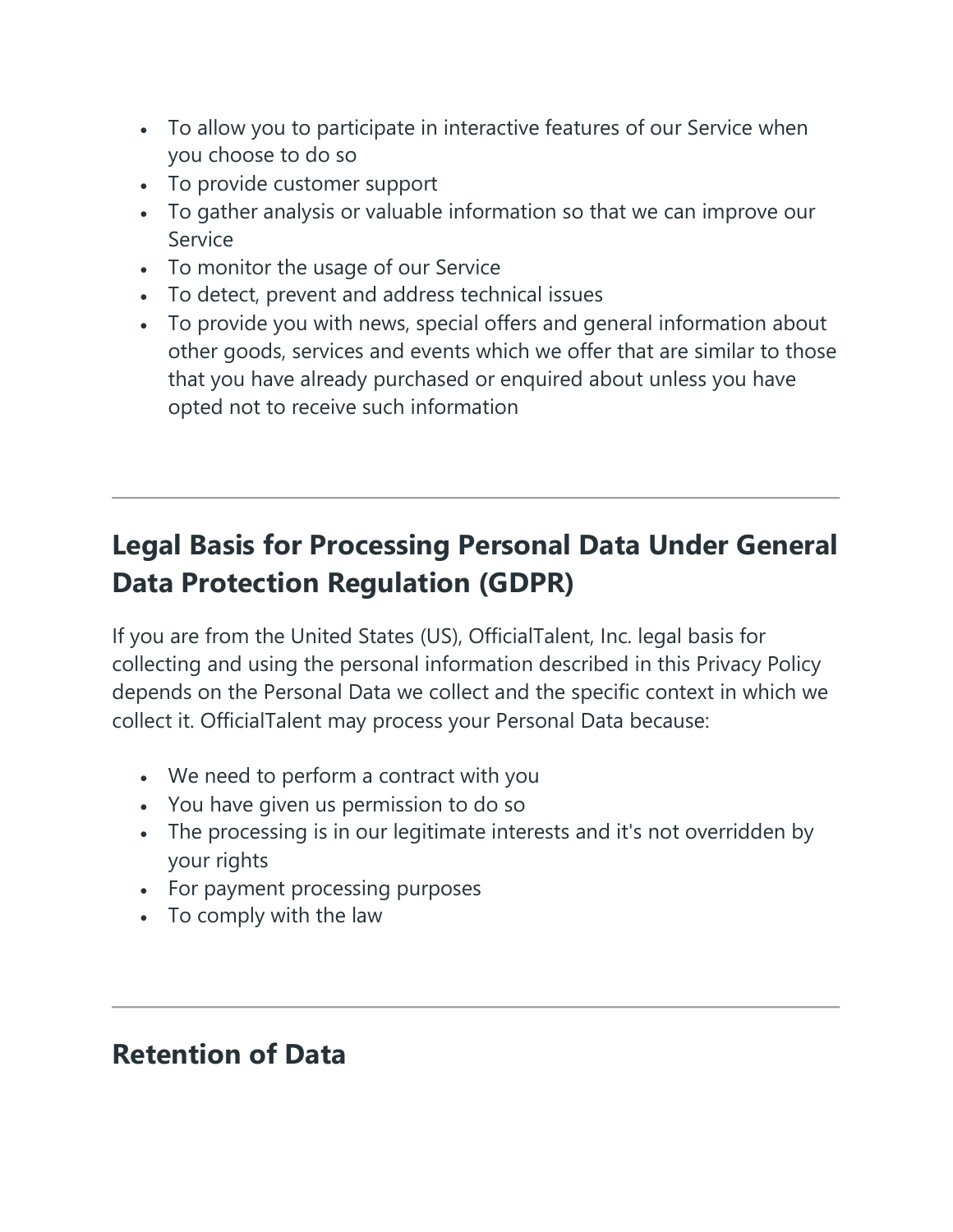- To allow you to participate in interactive features of our Service when you choose to do so
- To provide customer support
- To gather analysis or valuable information so that we can improve our Service
- To monitor the usage of our Service
- To detect, prevent and address technical issues
- To provide you with news, special offers and general information about other goods, services and events which we offer that are similar to those that you have already purchased or enquired about unless you have opted not to receive such information

---

## Legal Basis for Processing Personal Data Under General Data Protection Regulation (GDPR)

If you are from the United States (US), OfficialTalent, Inc. legal basis for collecting and using the personal information described in this Privacy Policy depends on the Personal Data we collect and the specific context in which we collect it. OfficialTalent may process your Personal Data because:

- We need to perform a contract with you
- You have given us permission to do so
- The processing is in our legitimate interests and it's not overridden by your rights
- For payment processing purposes
- To comply with the law

---

## Retention of Data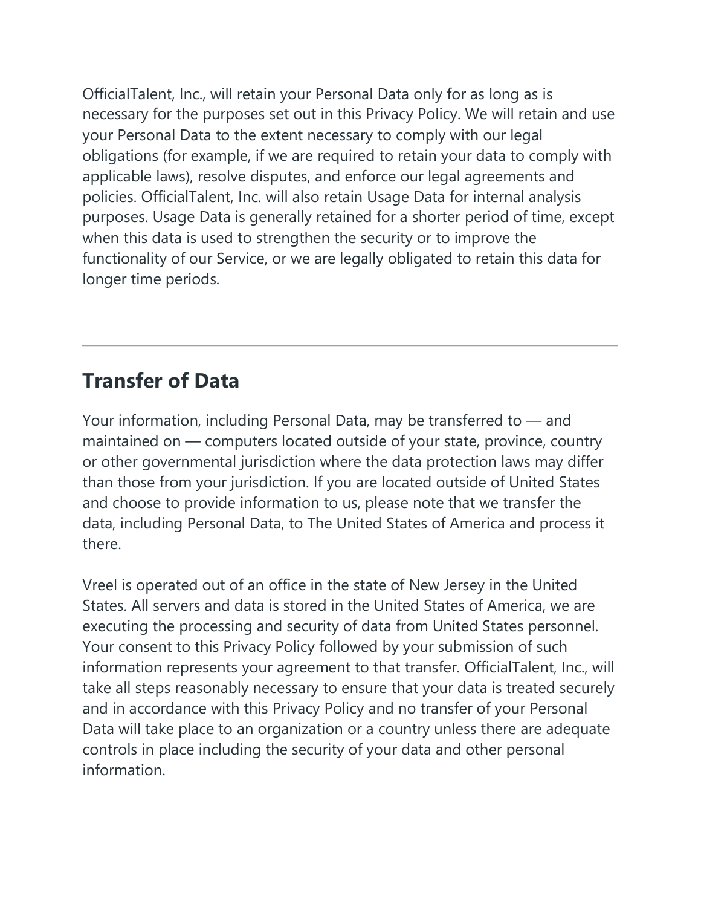OfficialTalent, Inc., will retain your Personal Data only for as long as is necessary for the purposes set out in this Privacy Policy. We will retain and use your Personal Data to the extent necessary to comply with our legal obligations (for example, if we are required to retain your data to comply with applicable laws), resolve disputes, and enforce our legal agreements and policies. OfficialTalent, Inc. will also retain Usage Data for internal analysis purposes. Usage Data is generally retained for a shorter period of time, except when this data is used to strengthen the security or to improve the functionality of our Service, or we are legally obligated to retain this data for longer time periods.

---

## Transfer of Data

Your information, including Personal Data, may be transferred to — and maintained on — computers located outside of your state, province, country or other governmental jurisdiction where the data protection laws may differ than those from your jurisdiction. If you are located outside of United States and choose to provide information to us, please note that we transfer the data, including Personal Data, to The United States of America and process it there.

Vreel is operated out of an office in the state of New Jersey in the United States. All servers and data is stored in the United States of America, we are executing the processing and security of data from United States personnel. Your consent to this Privacy Policy followed by your submission of such information represents your agreement to that transfer. OfficialTalent, Inc., will take all steps reasonably necessary to ensure that your data is treated securely and in accordance with this Privacy Policy and no transfer of your Personal Data will take place to an organization or a country unless there are adequate controls in place including the security of your data and other personal information.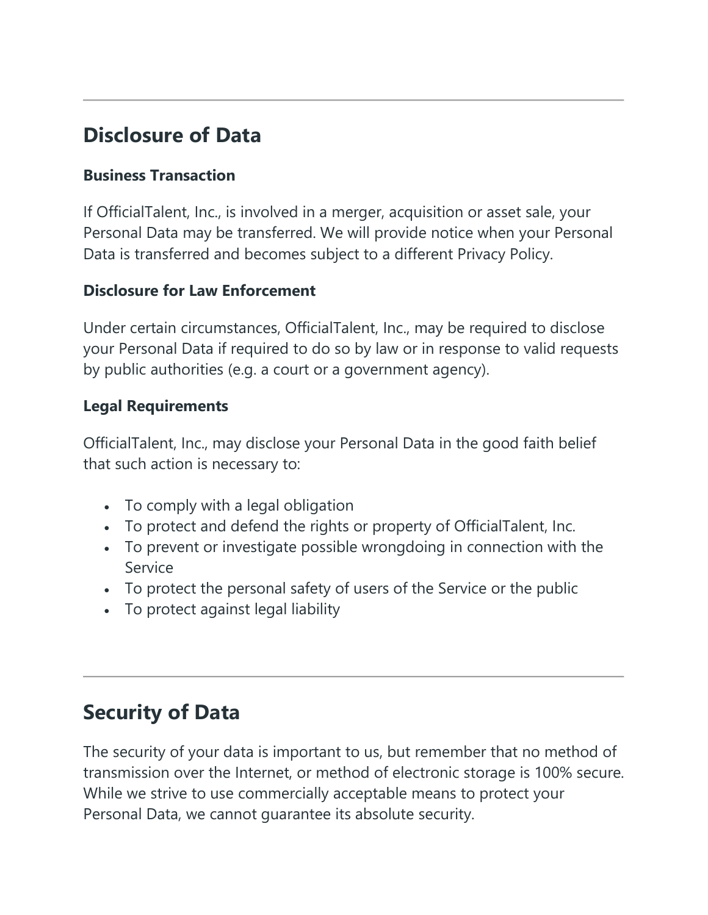---

## Disclosure of Data

**Business Transaction**

If OfficialTalent, Inc., is involved in a merger, acquisition or asset sale, your Personal Data may be transferred. We will provide notice when your Personal Data is transferred and becomes subject to a different Privacy Policy.

**Disclosure for Law Enforcement**

Under certain circumstances, OfficialTalent, Inc., may be required to disclose your Personal Data if required to do so by law or in response to valid requests by public authorities (e.g. a court or a government agency).

**Legal Requirements**

OfficialTalent, Inc., may disclose your Personal Data in the good faith belief that such action is necessary to:

- To comply with a legal obligation
- To protect and defend the rights or property of OfficialTalent, Inc.
- To prevent or investigate possible wrongdoing in connection with the Service
- To protect the personal safety of users of the Service or the public
- To protect against legal liability

---

## Security of Data

The security of your data is important to us, but remember that no method of transmission over the Internet, or method of electronic storage is 100% secure. While we strive to use commercially acceptable means to protect your Personal Data, we cannot guarantee its absolute security.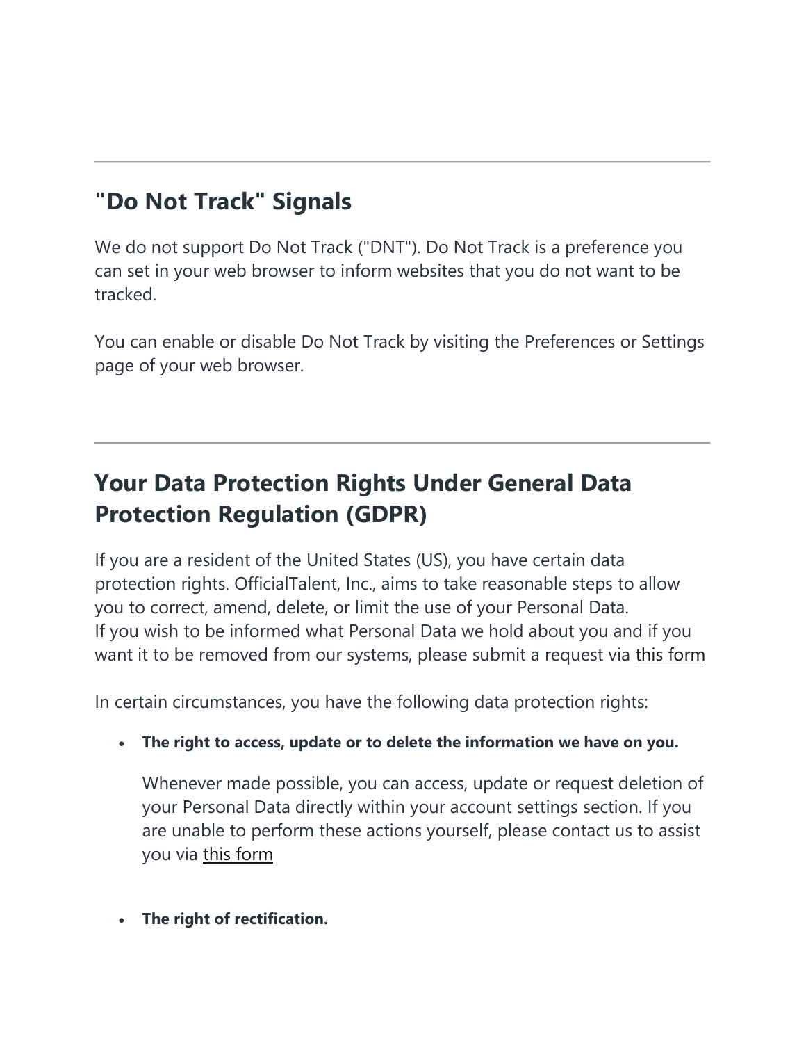---

## "Do Not Track" Signals

We do not support Do Not Track ("DNT"). Do Not Track is a preference you can set in your web browser to inform websites that you do not want to be tracked.

You can enable or disable Do Not Track by visiting the Preferences or Settings page of your web browser.

---

## Your Data Protection Rights Under General Data Protection Regulation (GDPR)

If you are a resident of the United States (US), you have certain data protection rights. OfficialTalent, Inc., aims to take reasonable steps to allow you to correct, amend, delete, or limit the use of your Personal Data.
If you wish to be informed what Personal Data we hold about you and if you want it to be removed from our systems, please submit a request via this form

In certain circumstances, you have the following data protection rights:

- **The right to access, update or to delete the information we have on you.**

  Whenever made possible, you can access, update or request deletion of your Personal Data directly within your account settings section. If you are unable to perform these actions yourself, please contact us to assist you via this form

- **The right of rectification.**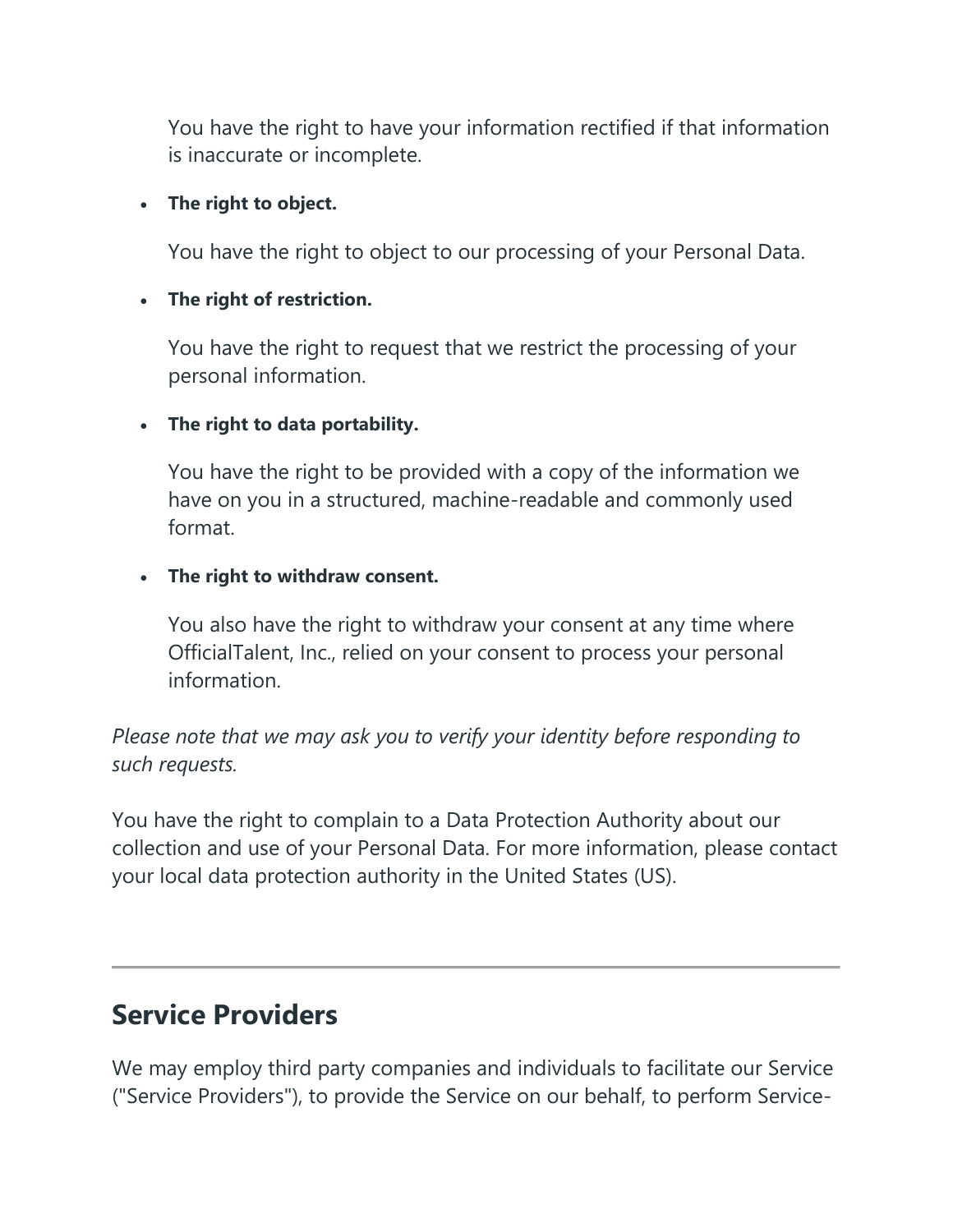You have the right to have your information rectified if that information is inaccurate or incomplete.

- **The right to object.**

  You have the right to object to our processing of your Personal Data.

- **The right of restriction.**

  You have the right to request that we restrict the processing of your personal information.

- **The right to data portability.**

  You have the right to be provided with a copy of the information we have on you in a structured, machine-readable and commonly used format.

- **The right to withdraw consent.**

  You also have the right to withdraw your consent at any time where OfficialTalent, Inc., relied on your consent to process your personal information.

*Please note that we may ask you to verify your identity before responding to such requests.*

You have the right to complain to a Data Protection Authority about our collection and use of your Personal Data. For more information, please contact your local data protection authority in the United States (US).

---

## Service Providers

We may employ third party companies and individuals to facilitate our Service ("Service Providers"), to provide the Service on our behalf, to perform Service-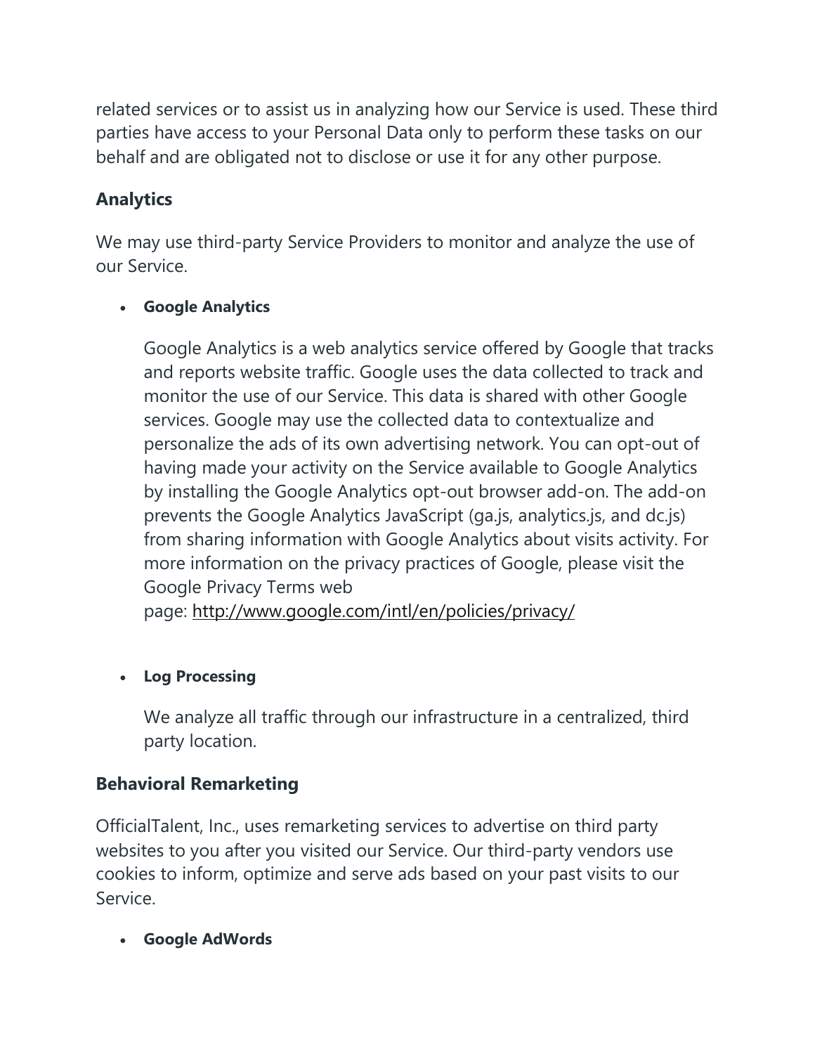related services or to assist us in analyzing how our Service is used. These third parties have access to your Personal Data only to perform these tasks on our behalf and are obligated not to disclose or use it for any other purpose.

### Analytics

We may use third-party Service Providers to monitor and analyze the use of our Service.

- **Google Analytics**

  Google Analytics is a web analytics service offered by Google that tracks and reports website traffic. Google uses the data collected to track and monitor the use of our Service. This data is shared with other Google services. Google may use the collected data to contextualize and personalize the ads of its own advertising network. You can opt-out of having made your activity on the Service available to Google Analytics by installing the Google Analytics opt-out browser add-on. The add-on prevents the Google Analytics JavaScript (ga.js, analytics.js, and dc.js) from sharing information with Google Analytics about visits activity. For more information on the privacy practices of Google, please visit the Google Privacy Terms web page: [http://www.google.com/intl/en/policies/privacy/](http://www.google.com/intl/en/policies/privacy/)

- **Log Processing**

  We analyze all traffic through our infrastructure in a centralized, third party location.

### Behavioral Remarketing

OfficialTalent, Inc., uses remarketing services to advertise on third party websites to you after you visited our Service. Our third-party vendors use cookies to inform, optimize and serve ads based on your past visits to our Service.

- **Google AdWords**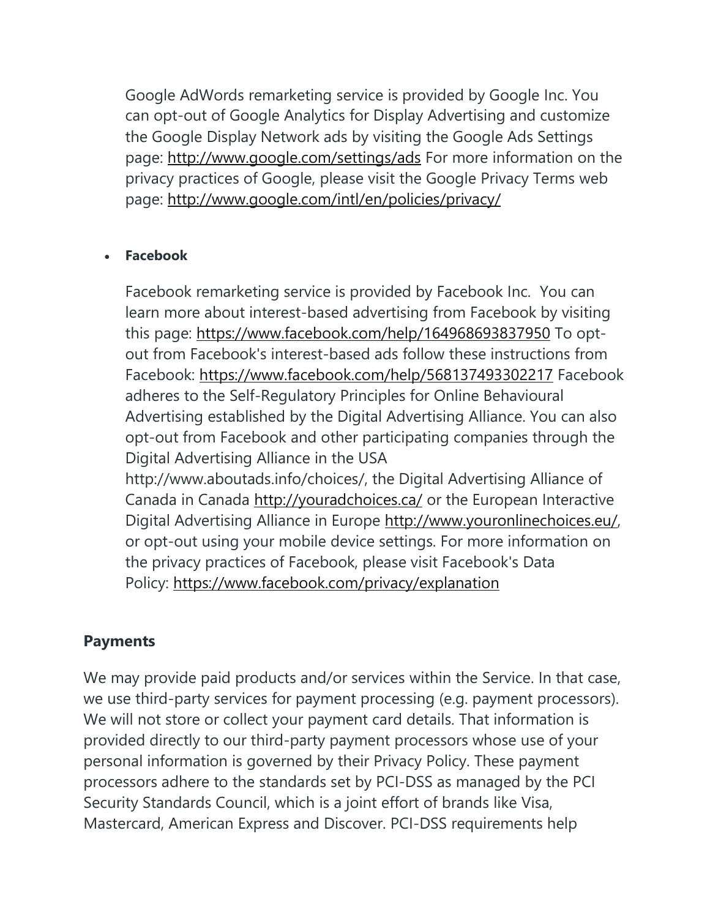Google AdWords remarketing service is provided by Google Inc. You can opt-out of Google Analytics for Display Advertising and customize the Google Display Network ads by visiting the Google Ads Settings page: http://www.google.com/settings/ads For more information on the privacy practices of Google, please visit the Google Privacy Terms web page: http://www.google.com/intl/en/policies/privacy/

- **Facebook**

  Facebook remarketing service is provided by Facebook Inc. You can learn more about interest-based advertising from Facebook by visiting this page: https://www.facebook.com/help/164968693837950 To opt-out from Facebook's interest-based ads follow these instructions from Facebook: https://www.facebook.com/help/568137493302217 Facebook adheres to the Self-Regulatory Principles for Online Behavioural Advertising established by the Digital Advertising Alliance. You can also opt-out from Facebook and other participating companies through the Digital Advertising Alliance in the USA http://www.aboutads.info/choices/, the Digital Advertising Alliance of Canada in Canada http://youradchoices.ca/ or the European Interactive Digital Advertising Alliance in Europe http://www.youronlinechoices.eu/, or opt-out using your mobile device settings. For more information on the privacy practices of Facebook, please visit Facebook's Data Policy: https://www.facebook.com/privacy/explanation

## Payments

We may provide paid products and/or services within the Service. In that case, we use third-party services for payment processing (e.g. payment processors). We will not store or collect your payment card details. That information is provided directly to our third-party payment processors whose use of your personal information is governed by their Privacy Policy. These payment processors adhere to the standards set by PCI-DSS as managed by the PCI Security Standards Council, which is a joint effort of brands like Visa, Mastercard, American Express and Discover. PCI-DSS requirements help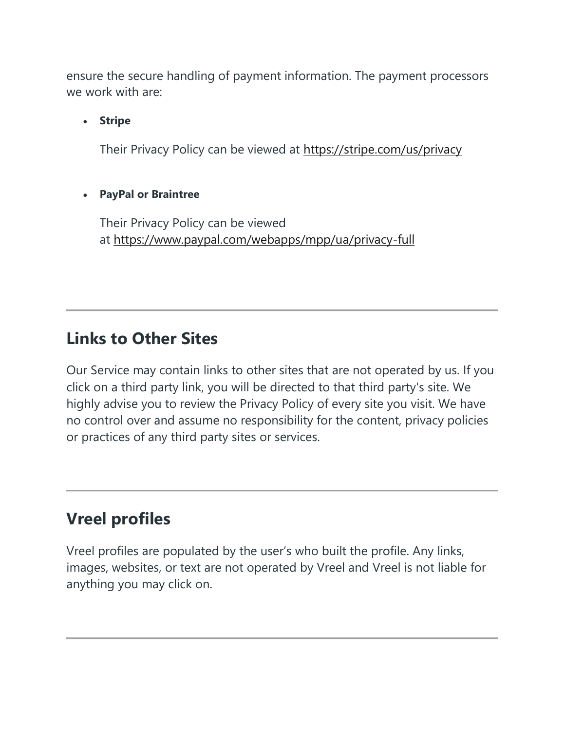ensure the secure handling of payment information. The payment processors we work with are:

- **Stripe**

  Their Privacy Policy can be viewed at https://stripe.com/us/privacy

- **PayPal or Braintree**

  Their Privacy Policy can be viewed at https://www.paypal.com/webapps/mpp/ua/privacy-full

---

## Links to Other Sites

Our Service may contain links to other sites that are not operated by us. If you click on a third party link, you will be directed to that third party's site. We highly advise you to review the Privacy Policy of every site you visit. We have no control over and assume no responsibility for the content, privacy policies or practices of any third party sites or services.

---

## Vreel profiles

Vreel profiles are populated by the user's who built the profile. Any links, images, websites, or text are not operated by Vreel and Vreel is not liable for anything you may click on.

---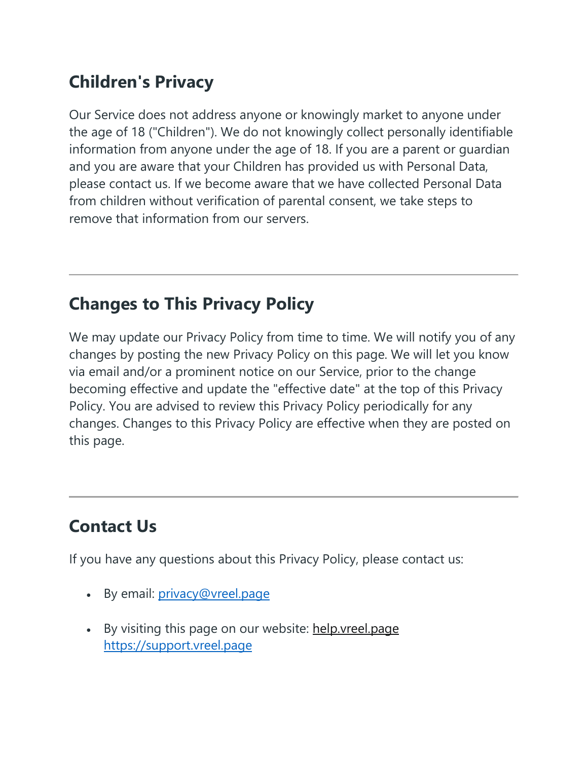## Children's Privacy

Our Service does not address anyone or knowingly market to anyone under the age of 18 ("Children"). We do not knowingly collect personally identifiable information from anyone under the age of 18. If you are a parent or guardian and you are aware that your Children has provided us with Personal Data, please contact us. If we become aware that we have collected Personal Data from children without verification of parental consent, we take steps to remove that information from our servers.

---

## Changes to This Privacy Policy

We may update our Privacy Policy from time to time. We will notify you of any changes by posting the new Privacy Policy on this page. We will let you know via email and/or a prominent notice on our Service, prior to the change becoming effective and update the "effective date" at the top of this Privacy Policy. You are advised to review this Privacy Policy periodically for any changes. Changes to this Privacy Policy are effective when they are posted on this page.

---

## Contact Us

If you have any questions about this Privacy Policy, please contact us:

- By email: privacy@vreel.page
- By visiting this page on our website: help.vreel.page https://support.vreel.page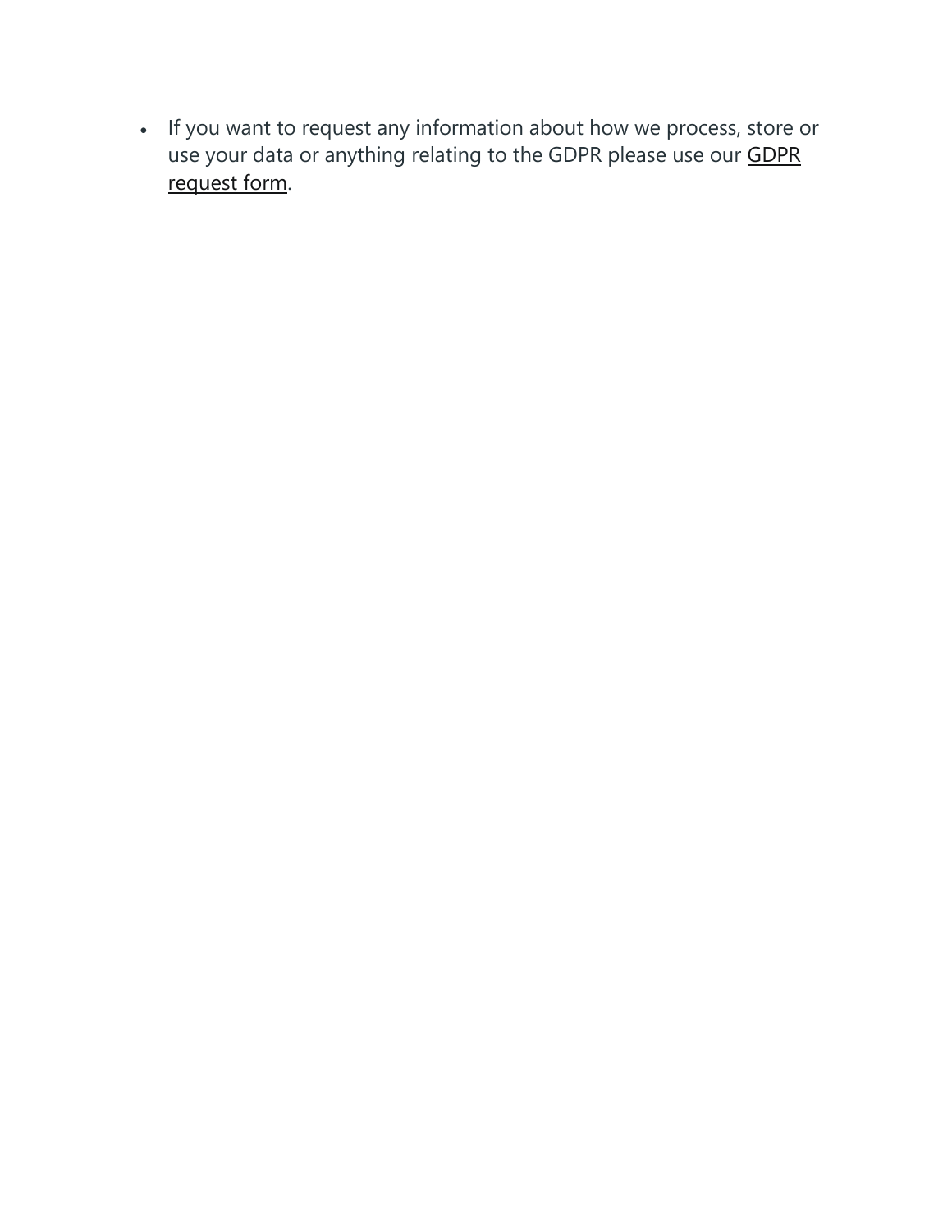- If you want to request any information about how we process, store or use your data or anything relating to the GDPR please use our GDPR request form.